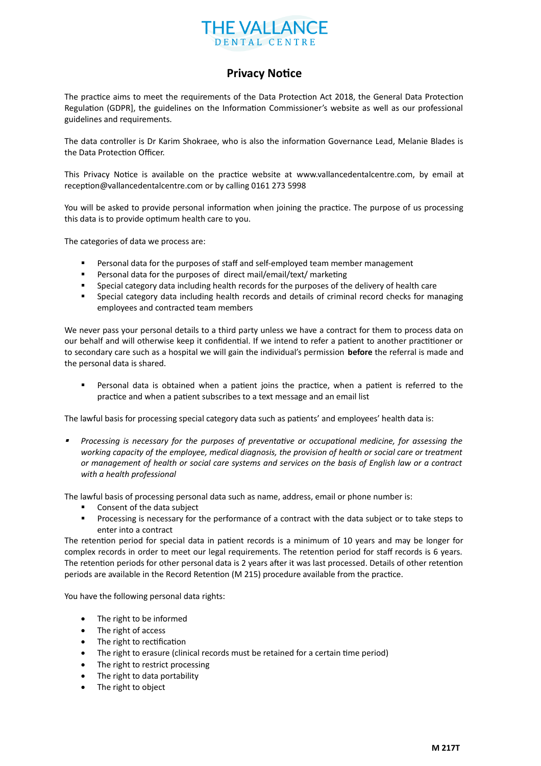# THE VALLANCE
DENTAL CENTRE

## Privacy Notice

The practice aims to meet the requirements of the Data Protection Act 2018, the General Data Protection Regulation (GDPR], the guidelines on the Information Commissioner's website as well as our professional guidelines and requirements.

The data controller is Dr Karim Shokraee, who is also the information Governance Lead, Melanie Blades is the Data Protection Officer.

This Privacy Notice is available on the practice website at www.vallancedentalcentre.com, by email at reception@vallancedentalcentre.com or by calling 0161 273 5998

You will be asked to provide personal information when joining the practice. The purpose of us processing this data is to provide optimum health care to you.

The categories of data we process are:

- Personal data for the purposes of staff and self-employed team member management
- Personal data for the purposes of direct mail/email/text/ marketing
- Special category data including health records for the purposes of the delivery of health care
- Special category data including health records and details of criminal record checks for managing employees and contracted team members

We never pass your personal details to a third party unless we have a contract for them to process data on our behalf and will otherwise keep it confidential. If we intend to refer a patient to another practitioner or to secondary care such as a hospital we will gain the individual's permission **before** the referral is made and the personal data is shared.

- Personal data is obtained when a patient joins the practice, when a patient is referred to the practice and when a patient subscribes to a text message and an email list

The lawful basis for processing special category data such as patients' and employees' health data is:

- *Processing is necessary for the purposes of preventative or occupational medicine, for assessing the working capacity of the employee, medical diagnosis, the provision of health or social care or treatment or management of health or social care systems and services on the basis of English law or a contract with a health professional*

The lawful basis of processing personal data such as name, address, email or phone number is:

- Consent of the data subject
- Processing is necessary for the performance of a contract with the data subject or to take steps to enter into a contract

The retention period for special data in patient records is a minimum of 10 years and may be longer for complex records in order to meet our legal requirements. The retention period for staff records is 6 years. The retention periods for other personal data is 2 years after it was last processed. Details of other retention periods are available in the Record Retention (M 215) procedure available from the practice.

You have the following personal data rights:

- The right to be informed
- The right of access
- The right to rectification
- The right to erasure (clinical records must be retained for a certain time period)
- The right to restrict processing
- The right to data portability
- The right to object

M 217T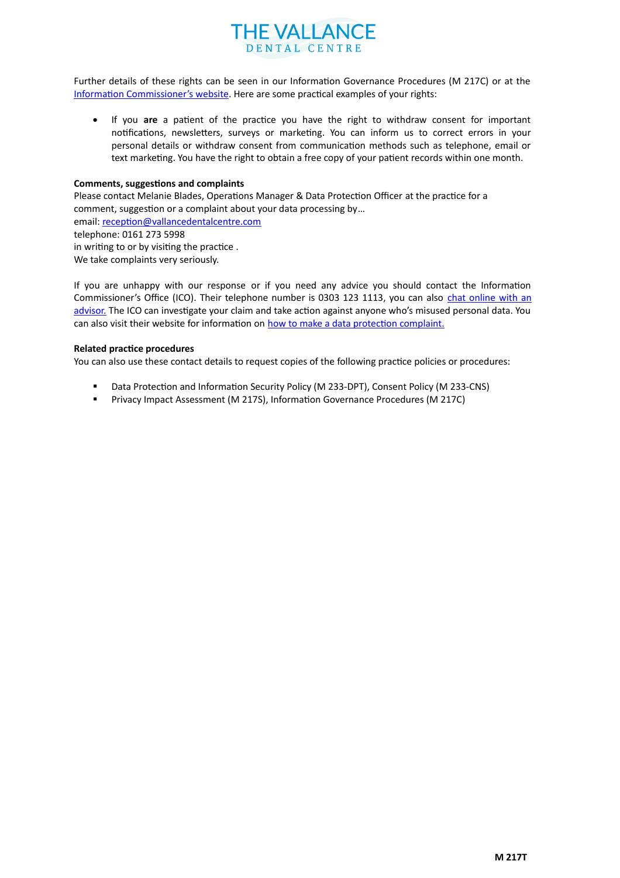Further details of these rights can be seen in our Information Governance Procedures (M 217C) or at the [Information Commissioner's website](). Here are some practical examples of your rights:

- If you **are** a patient of the practice you have the right to withdraw consent for important notifications, newsletters, surveys or marketing. You can inform us to correct errors in your personal details or withdraw consent from communication methods such as telephone, email or text marketing. You have the right to obtain a free copy of your patient records within one month.

**Comments, suggestions and complaints**
Please contact Melanie Blades, Operations Manager & Data Protection Officer at the practice for a comment, suggestion or a complaint about your data processing by…
email: reception@vallancedentalcentre.com
telephone: 0161 273 5998
in writing to or by visiting the practice .
We take complaints very seriously.

If you are unhappy with our response or if you need any advice you should contact the Information Commissioner's Office (ICO). Their telephone number is 0303 123 1113, you can also chat online with an advisor. The ICO can investigate your claim and take action against anyone who's misused personal data. You can also visit their website for information on how to make a data protection complaint.

**Related practice procedures**
You can also use these contact details to request copies of the following practice policies or procedures:

- Data Protection and Information Security Policy (M 233-DPT), Consent Policy (M 233-CNS)
- Privacy Impact Assessment (M 217S), Information Governance Procedures (M 217C)